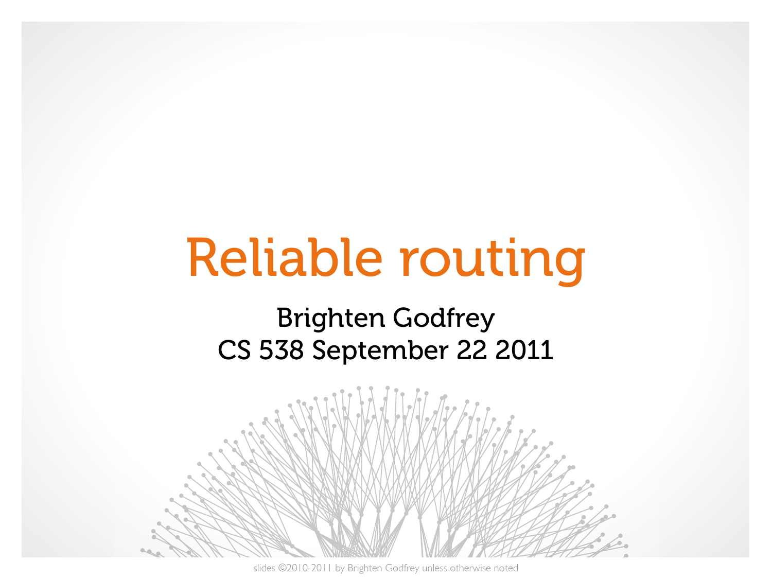# Reliable routing

Brighten Godfrey
CS 538 September 22 2011

slides ©2010-2011 by Brighten Godfrey unless otherwise noted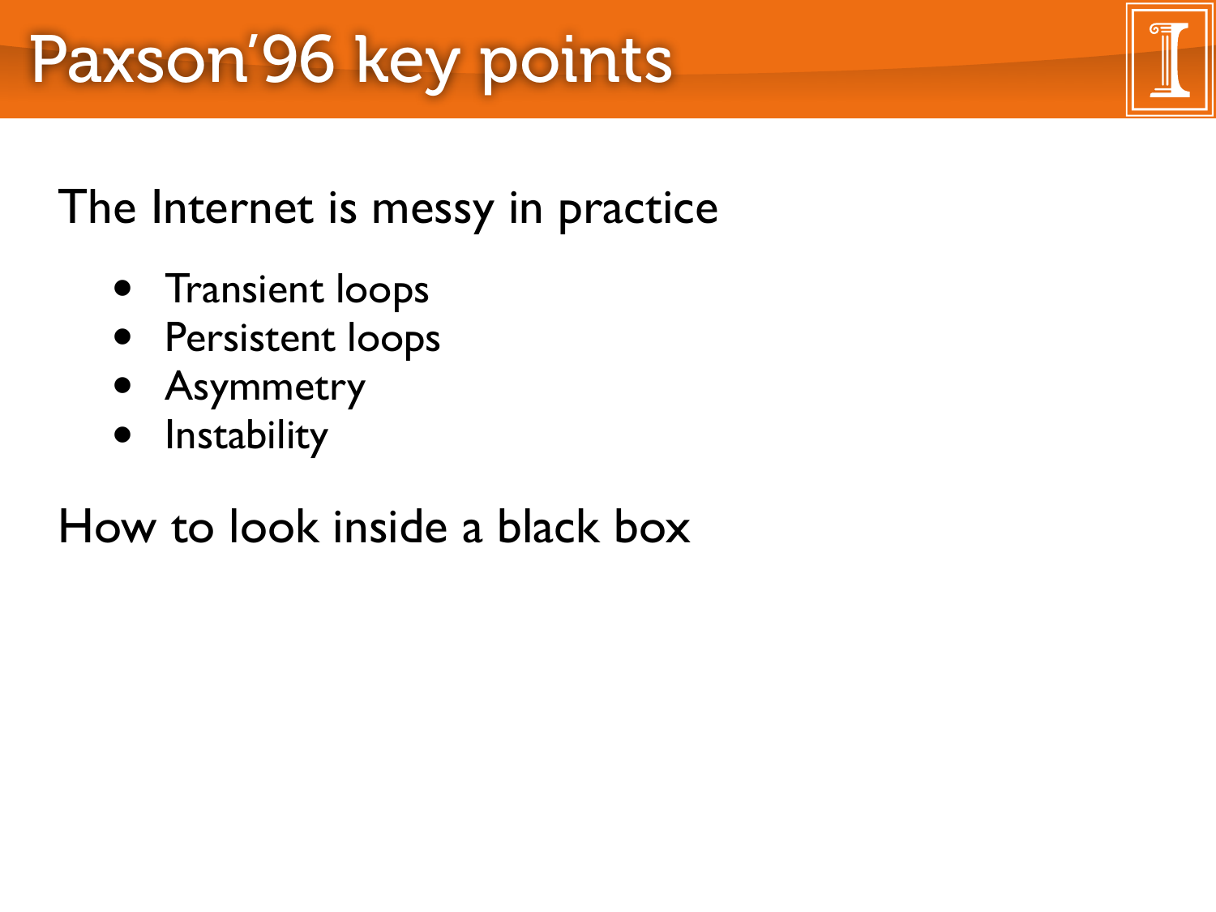# Paxson'96 key points

The Internet is messy in practice

- Transient loops
- Persistent loops
- Asymmetry
- Instability

How to look inside a black box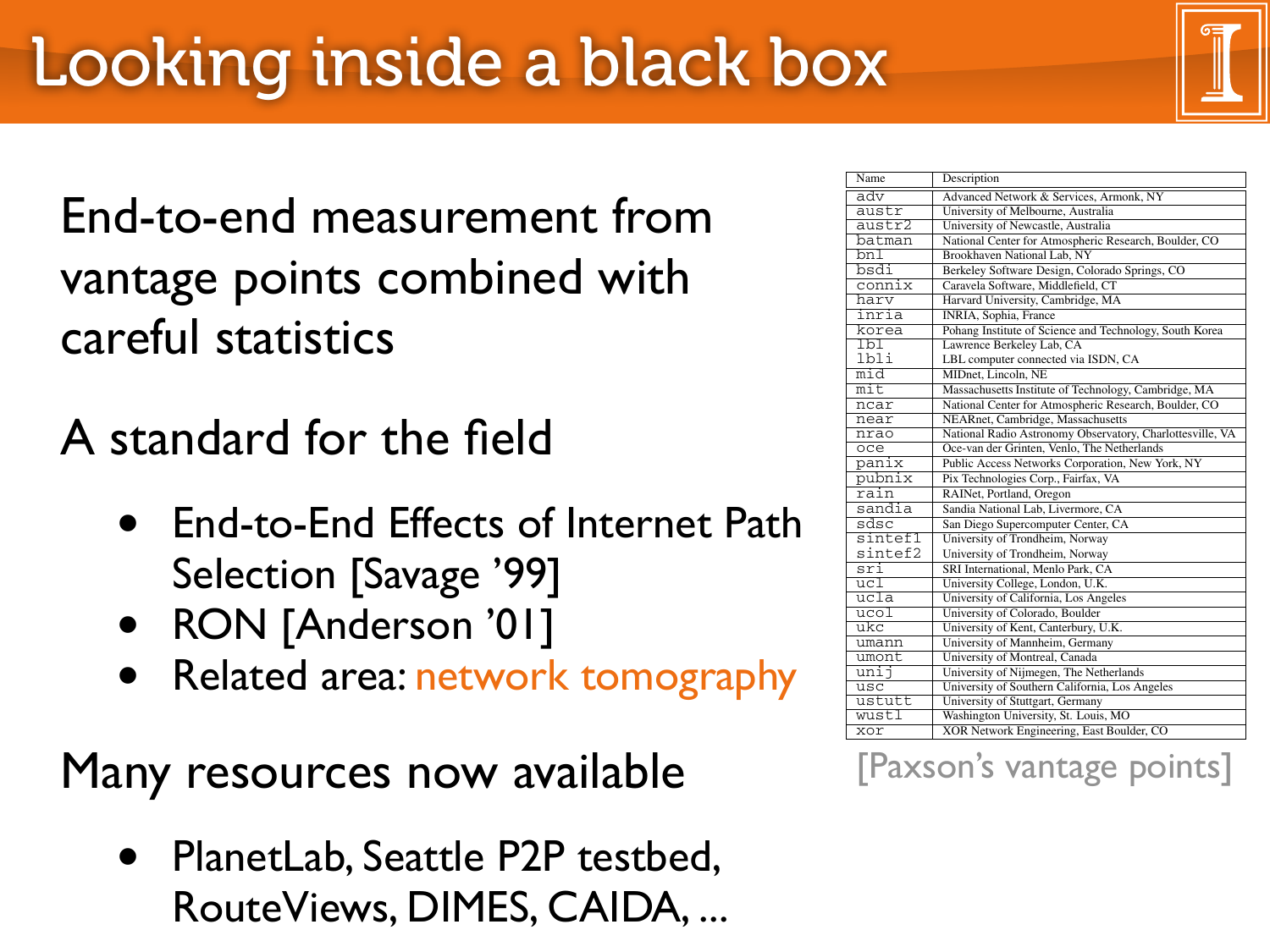# Looking inside a black box

End-to-end measurement from vantage points combined with careful statistics

A standard for the field

- End-to-End Effects of Internet Path Selection [Savage '99]
- RON [Anderson '01]
- Related area: network tomography

Many resources now available

- PlanetLab, Seattle P2P testbed, RouteViews, DIMES, CAIDA, ...

| Name | Description |
|---|---|
| adv | Advanced Network & Services, Armonk, NY |
| austr | University of Melbourne, Australia |
| austr2 | University of Newcastle, Australia |
| batman | National Center for Atmospheric Research, Boulder, CO |
| bnl | Brookhaven National Lab, NY |
| bsdi | Berkeley Software Design, Colorado Springs, CO |
| connix | Caravela Software, Middlefield, CT |
| harv | Harvard University, Cambridge, MA |
| inria | INRIA, Sophia, France |
| korea | Pohang Institute of Science and Technology, South Korea |
| lbl | Lawrence Berkeley Lab, CA |
| lbli | LBL computer connected via ISDN, CA |
| mid | MIDnet, Lincoln, NE |
| mit | Massachusetts Institute of Technology, Cambridge, MA |
| ncar | National Center for Atmospheric Research, Boulder, CO |
| near | NEARnet, Cambridge, Massachusetts |
| nrao | National Radio Astronomy Observatory, Charlottesville, VA |
| oce | Oce-van der Grinten, Venlo, The Netherlands |
| panix | Public Access Networks Corporation, New York, NY |
| pubnix | Pix Technologies Corp., Fairfax, VA |
| rain | RAINet, Portland, Oregon |
| sandia | Sandia National Lab, Livermore, CA |
| sdsc | San Diego Supercomputer Center, CA |
| sintef1 | University of Trondheim, Norway |
| sintef2 | University of Trondheim, Norway |
| sri | SRI International, Menlo Park, CA |
| ucl | University College, London, U.K. |
| ucla | University of California, Los Angeles |
| ucol | University of Colorado, Boulder |
| ukc | University of Kent, Canterbury, U.K. |
| umann | University of Mannheim, Germany |
| umont | University of Montreal, Canada |
| unij | University of Nijmegen, The Netherlands |
| usc | University of Southern California, Los Angeles |
| ustutt | University of Stuttgart, Germany |
| wustl | Washington University, St. Louis, MO |
| xor | XOR Network Engineering, East Boulder, CO |

[Paxson's vantage points]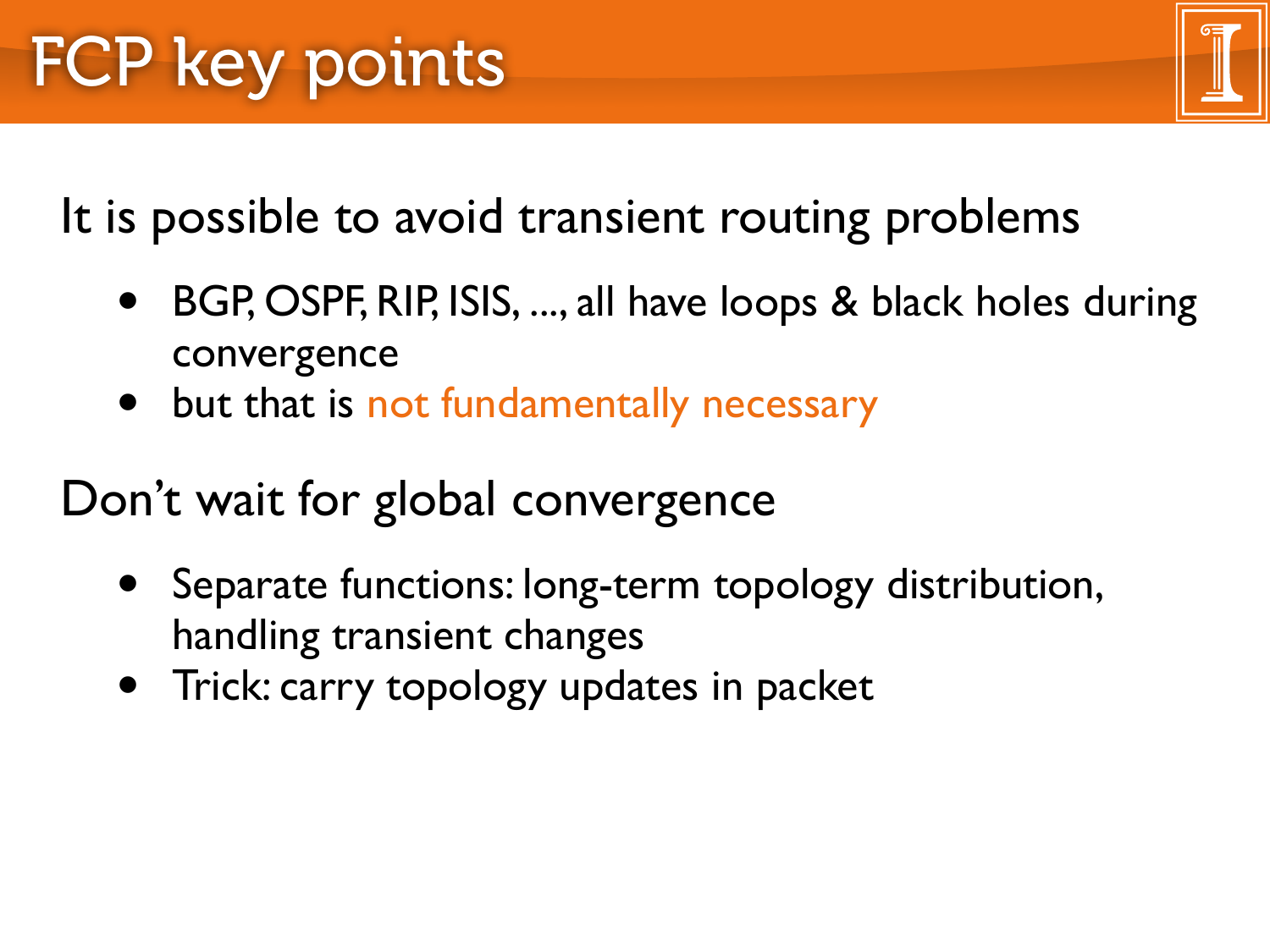# FCP key points

It is possible to avoid transient routing problems

- BGP, OSPF, RIP, ISIS, ..., all have loops & black holes during convergence
- but that is not fundamentally necessary

Don't wait for global convergence

- Separate functions: long-term topology distribution, handling transient changes
- Trick: carry topology updates in packet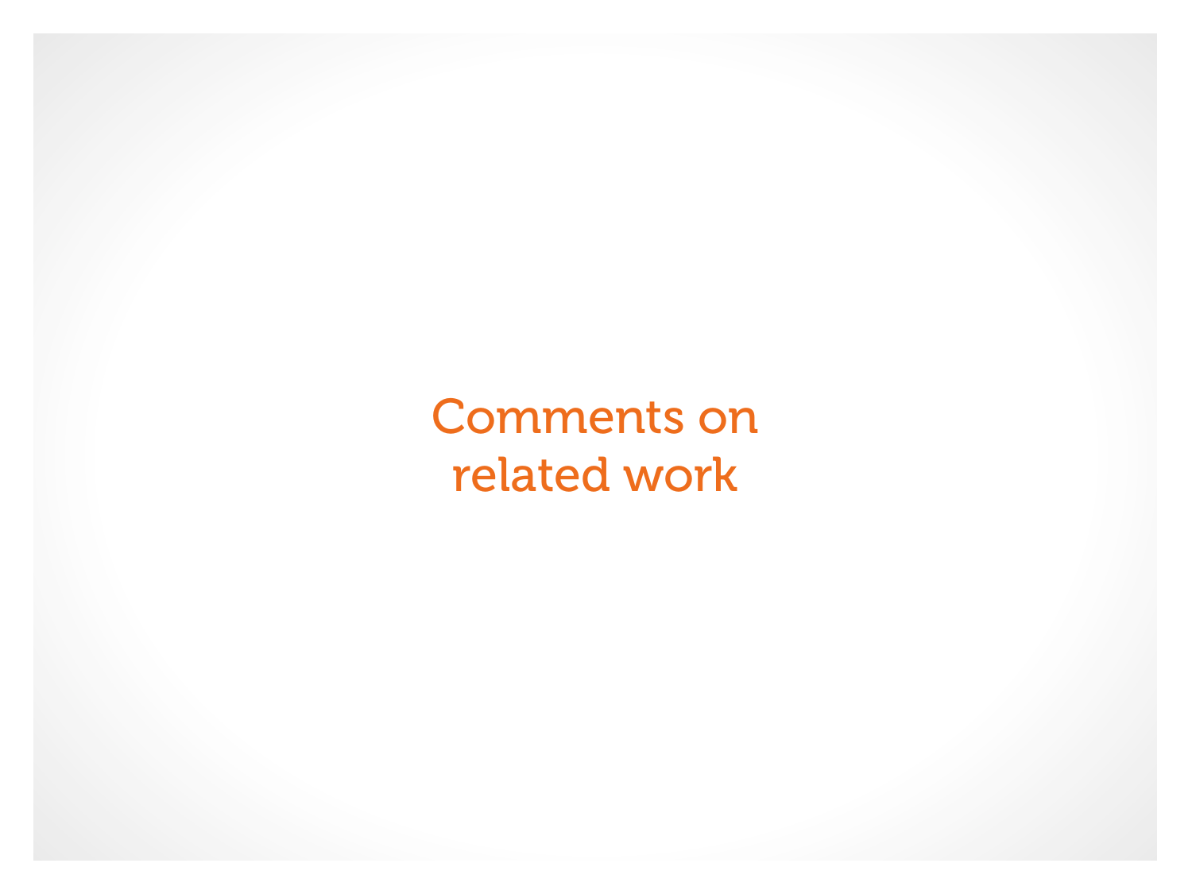# Comments on related work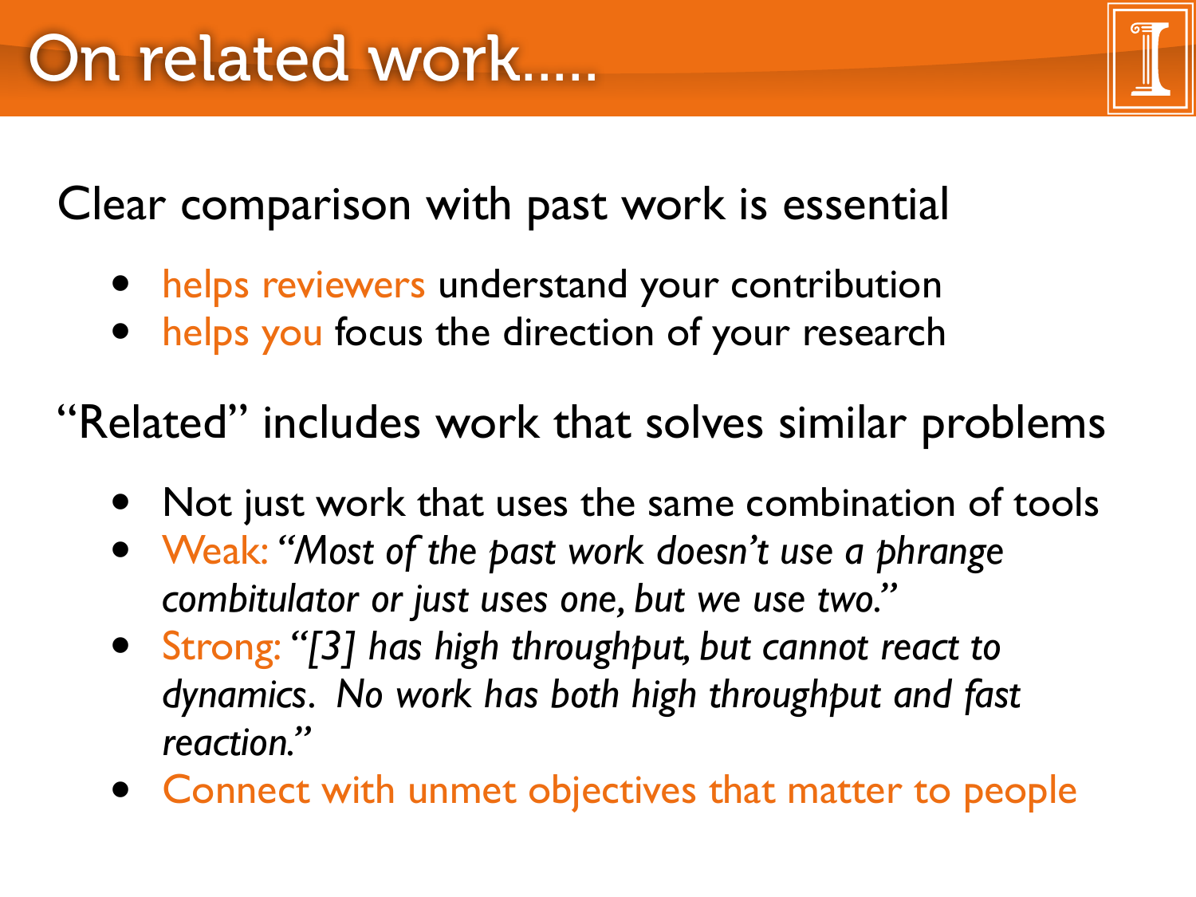# On related work.....

Clear comparison with past work is essential

- helps reviewers understand your contribution
- helps you focus the direction of your research

"Related" includes work that solves similar problems

- Not just work that uses the same combination of tools
- Weak: *"Most of the past work doesn't use a phrange combitulator or just uses one, but we use two."*
- Strong: *"[3] has high throughput, but cannot react to dynamics. No work has both high throughput and fast reaction."*
- Connect with unmet objectives that matter to people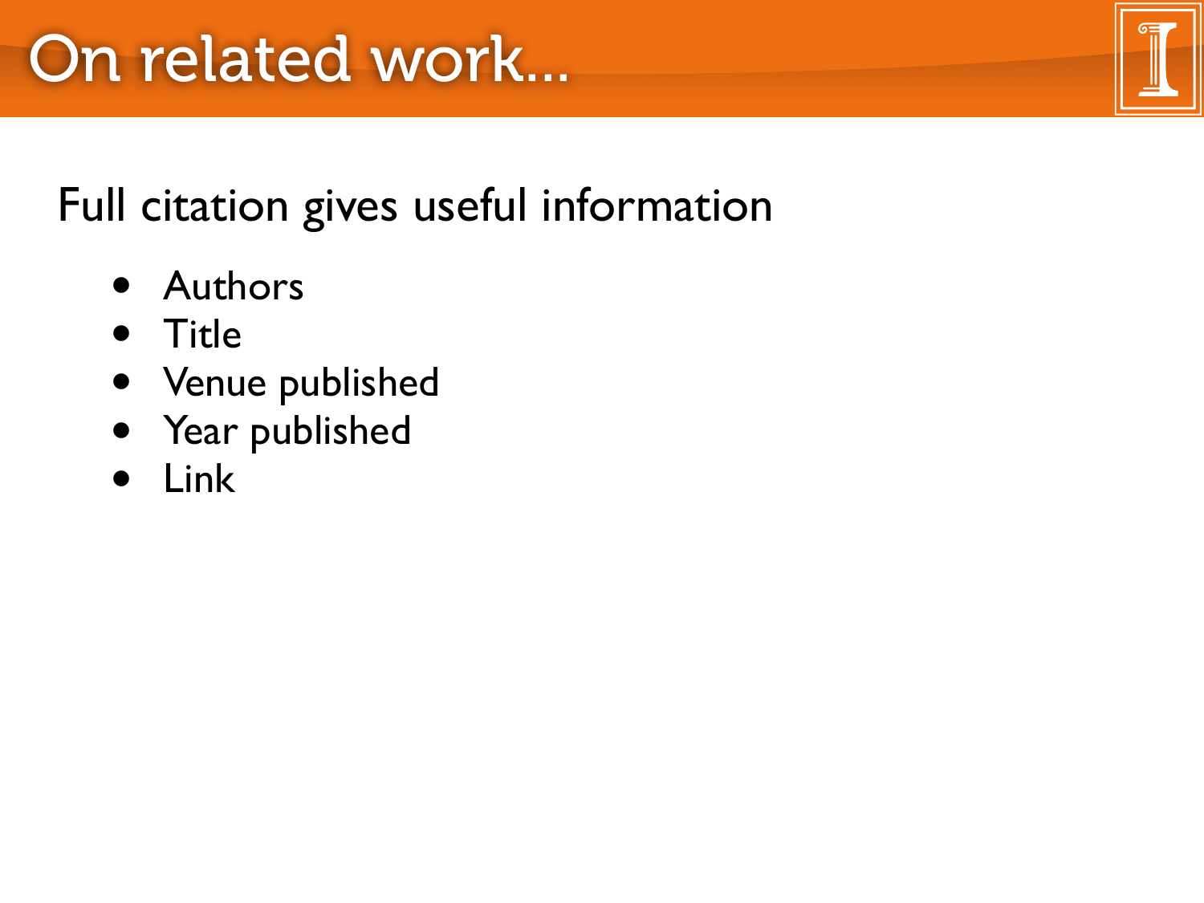# On related work...

Full citation gives useful information

- Authors
- Title
- Venue published
- Year published
- Link